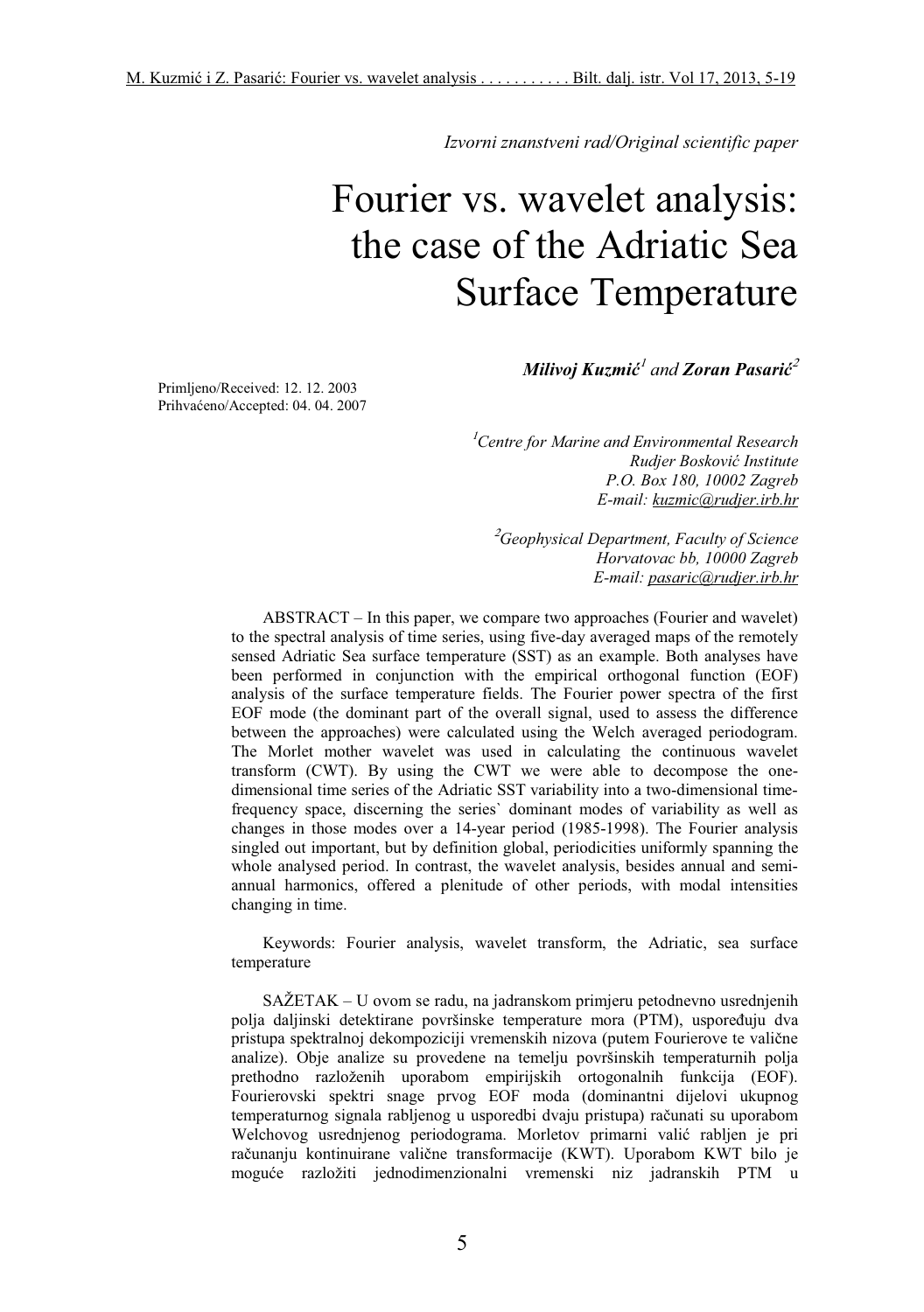*Izvorni znanstveni rad/Original scientific paper*

# Fourier vs. wavelet analysis: the case of the Adriatic Sea Surface Temperature

***Milivoj Kuzmić**[1] and **Zoran Pasarić**[2]*

Primljeno/Received: 12. 12. 2003
Prihvaćeno/Accepted: 04. 04. 2007

*[1]Centre for Marine and Environmental Research*
*Rudjer Bosković Institute*
*P.O. Box 180, 10002 Zagreb*
*E-mail: kuzmic@rudjer.irb.hr*

*[2]Geophysical Department, Faculty of Science*
*Horvatovac bb, 10000 Zagreb*
*E-mail: pasaric@rudjer.irb.hr*

ABSTRACT – In this paper, we compare two approaches (Fourier and wavelet) to the spectral analysis of time series, using five-day averaged maps of the remotely sensed Adriatic Sea surface temperature (SST) as an example. Both analyses have been performed in conjunction with the empirical orthogonal function (EOF) analysis of the surface temperature fields. The Fourier power spectra of the first EOF mode (the dominant part of the overall signal, used to assess the difference between the approaches) were calculated using the Welch averaged periodogram. The Morlet mother wavelet was used in calculating the continuous wavelet transform (CWT). By using the CWT we were able to decompose the one-dimensional time series of the Adriatic SST variability into a two-dimensional time-frequency space, discerning the series` dominant modes of variability as well as changes in those modes over a 14-year period (1985-1998). The Fourier analysis singled out important, but by definition global, periodicities uniformly spanning the whole analysed period. In contrast, the wavelet analysis, besides annual and semi-annual harmonics, offered a plenitude of other periods, with modal intensities changing in time.

Keywords: Fourier analysis, wavelet transform, the Adriatic, sea surface temperature

SAŽETAK – U ovom se radu, na jadranskom primjeru petodnevno usrednjenih polja daljinski detektirane površinske temperature mora (PTM), uspoređuju dva pristupa spektralnoj dekompoziciji vremenskih nizova (putem Fourierove te valične analize). Obje analize su provedene na temelju površinskih temperaturnih polja prethodno razloženih uporabom empirijskih ortogonalnih funkcija (EOF). Fourierovski spektri snage prvog EOF moda (dominantni dijelovi ukupnog temperaturnog signala rabljenog u usporedbi dvaju pristupa) računati su uporabom Welchovog usrednjenog periodograma. Morletov primarni valić rabljen je pri računanju kontinuirane valične transformacije (KWT). Uporabom KWT bilo je moguće razložiti jednodimenzionalni vremenski niz jadranskih PTM u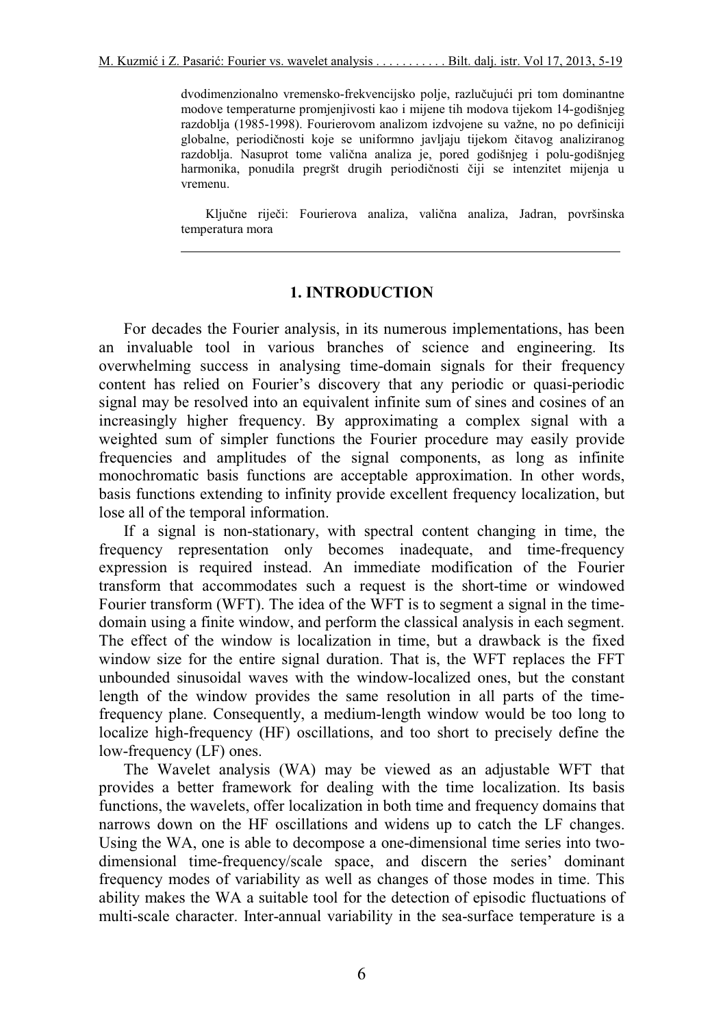dvodimenzionalno vremensko-frekvencijsko polje, razlučujući pri tom dominantne modove temperaturne promjenjivosti kao i mijene tih modova tijekom 14-godišnjeg razdoblja (1985-1998). Fourierovom analizom izdvojene su važne, no po definiciji globalne, periodičnosti koje se uniformno javljaju tijekom čitavog analiziranog razdoblja. Nasuprot tome valična analiza je, pored godišnjeg i polu-godišnjeg harmonika, ponudila pregršt drugih periodičnosti čiji se intenzitet mijenja u vremenu.

Ključne riječi: Fourierova analiza, valična analiza, Jadran, površinska temperatura mora

## 1. INTRODUCTION

For decades the Fourier analysis, in its numerous implementations, has been an invaluable tool in various branches of science and engineering. Its overwhelming success in analysing time-domain signals for their frequency content has relied on Fourier's discovery that any periodic or quasi-periodic signal may be resolved into an equivalent infinite sum of sines and cosines of an increasingly higher frequency. By approximating a complex signal with a weighted sum of simpler functions the Fourier procedure may easily provide frequencies and amplitudes of the signal components, as long as infinite monochromatic basis functions are acceptable approximation. In other words, basis functions extending to infinity provide excellent frequency localization, but lose all of the temporal information.

If a signal is non-stationary, with spectral content changing in time, the frequency representation only becomes inadequate, and time-frequency expression is required instead. An immediate modification of the Fourier transform that accommodates such a request is the short-time or windowed Fourier transform (WFT). The idea of the WFT is to segment a signal in the time-domain using a finite window, and perform the classical analysis in each segment. The effect of the window is localization in time, but a drawback is the fixed window size for the entire signal duration. That is, the WFT replaces the FFT unbounded sinusoidal waves with the window-localized ones, but the constant length of the window provides the same resolution in all parts of the time-frequency plane. Consequently, a medium-length window would be too long to localize high-frequency (HF) oscillations, and too short to precisely define the low-frequency (LF) ones.

The Wavelet analysis (WA) may be viewed as an adjustable WFT that provides a better framework for dealing with the time localization. Its basis functions, the wavelets, offer localization in both time and frequency domains that narrows down on the HF oscillations and widens up to catch the LF changes. Using the WA, one is able to decompose a one-dimensional time series into two-dimensional time-frequency/scale space, and discern the series' dominant frequency modes of variability as well as changes of those modes in time. This ability makes the WA a suitable tool for the detection of episodic fluctuations of multi-scale character. Inter-annual variability in the sea-surface temperature is a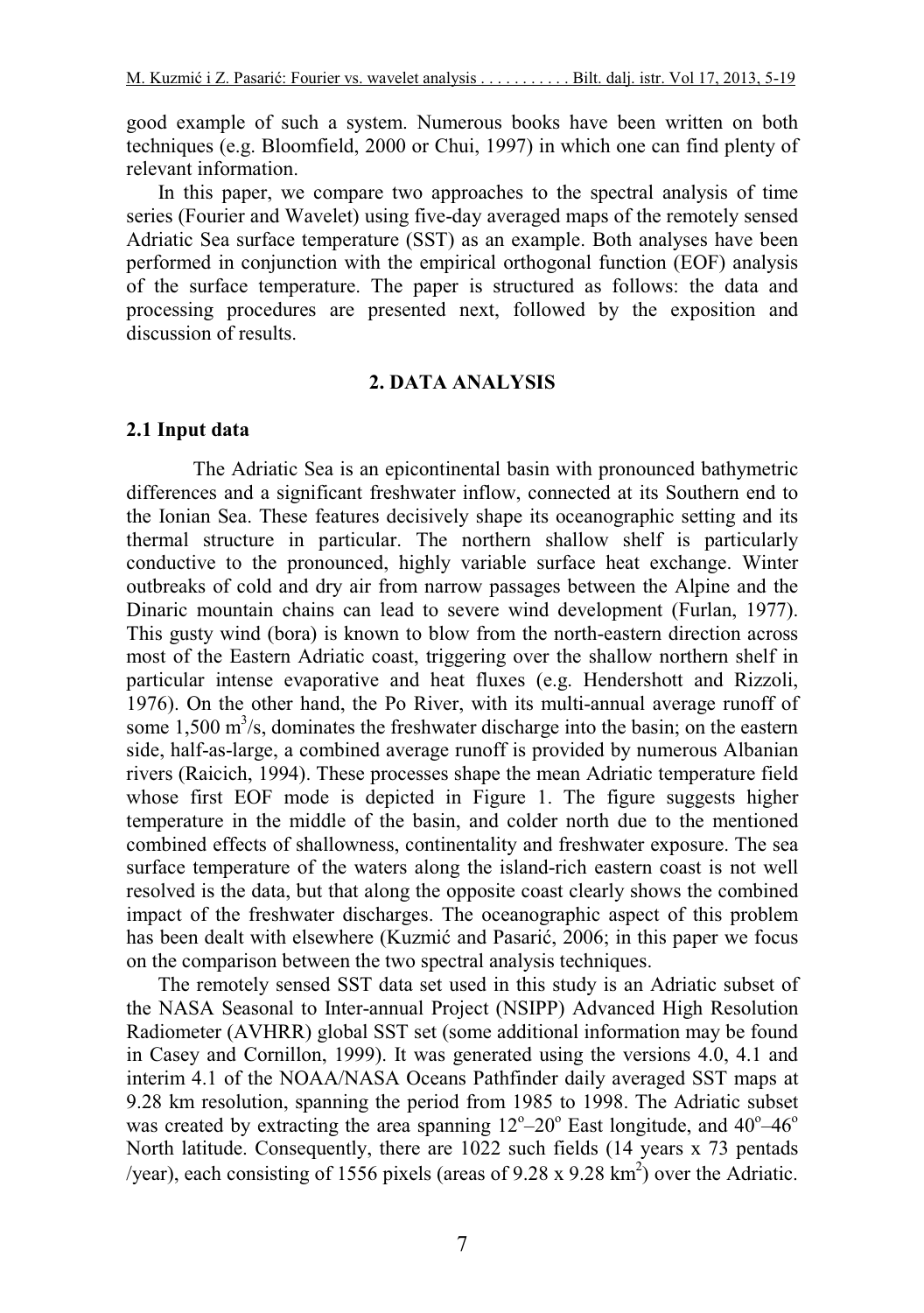good example of such a system. Numerous books have been written on both techniques (e.g. Bloomfield, 2000 or Chui, 1997) in which one can find plenty of relevant information.

In this paper, we compare two approaches to the spectral analysis of time series (Fourier and Wavelet) using five-day averaged maps of the remotely sensed Adriatic Sea surface temperature (SST) as an example. Both analyses have been performed in conjunction with the empirical orthogonal function (EOF) analysis of the surface temperature. The paper is structured as follows: the data and processing procedures are presented next, followed by the exposition and discussion of results.

## 2. DATA ANALYSIS

### 2.1 Input data

The Adriatic Sea is an epicontinental basin with pronounced bathymetric differences and a significant freshwater inflow, connected at its Southern end to the Ionian Sea. These features decisively shape its oceanographic setting and its thermal structure in particular. The northern shallow shelf is particularly conductive to the pronounced, highly variable surface heat exchange. Winter outbreaks of cold and dry air from narrow passages between the Alpine and the Dinaric mountain chains can lead to severe wind development (Furlan, 1977). This gusty wind (bora) is known to blow from the north-eastern direction across most of the Eastern Adriatic coast, triggering over the shallow northern shelf in particular intense evaporative and heat fluxes (e.g. Hendershott and Rizzoli, 1976). On the other hand, the Po River, with its multi-annual average runoff of some 1,500 $m^3/s$, dominates the freshwater discharge into the basin; on the eastern side, half-as-large, a combined average runoff is provided by numerous Albanian rivers (Raicich, 1994). These processes shape the mean Adriatic temperature field whose first EOF mode is depicted in Figure 1. The figure suggests higher temperature in the middle of the basin, and colder north due to the mentioned combined effects of shallowness, continentality and freshwater exposure. The sea surface temperature of the waters along the island-rich eastern coast is not well resolved is the data, but that along the opposite coast clearly shows the combined impact of the freshwater discharges. The oceanographic aspect of this problem has been dealt with elsewhere (Kuzmić and Pasarić, 2006; in this paper we focus on the comparison between the two spectral analysis techniques.

The remotely sensed SST data set used in this study is an Adriatic subset of the NASA Seasonal to Inter-annual Project (NSIPP) Advanced High Resolution Radiometer (AVHRR) global SST set (some additional information may be found in Casey and Cornillon, 1999). It was generated using the versions 4.0, 4.1 and interim 4.1 of the NOAA/NASA Oceans Pathfinder daily averaged SST maps at 9.28 km resolution, spanning the period from 1985 to 1998. The Adriatic subset was created by extracting the area spanning $12^o$–$20^o$ East longitude, and $40^o$–$46^o$ North latitude. Consequently, there are 1022 such fields (14 years x 73 pentads /year), each consisting of 1556 pixels (areas of 9.28 x 9.28 $km^2$) over the Adriatic.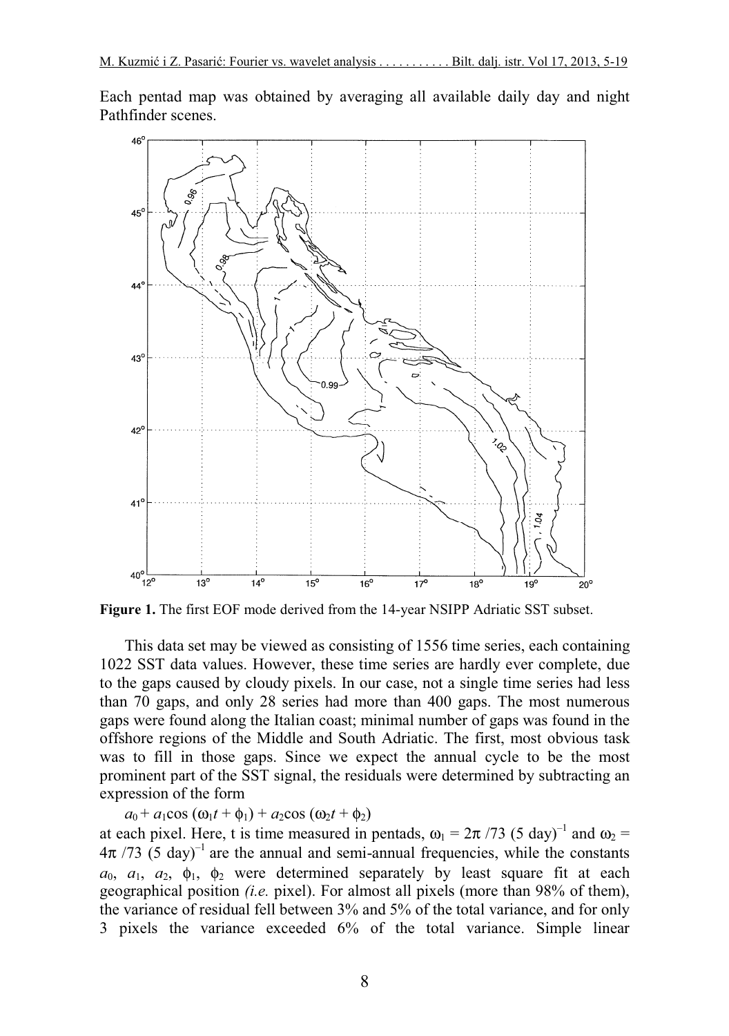Each pentad map was obtained by averaging all available daily day and night Pathfinder scenes.

**Figure 1.** The first EOF mode derived from the 14-year NSIPP Adriatic SST subset.

This data set may be viewed as consisting of 1556 time series, each containing 1022 SST data values. However, these time series are hardly ever complete, due to the gaps caused by cloudy pixels. In our case, not a single time series had less than 70 gaps, and only 28 series had more than 400 gaps. The most numerous gaps were found along the Italian coast; minimal number of gaps was found in the offshore regions of the Middle and South Adriatic. The first, most obvious task was to fill in those gaps. Since we expect the annual cycle to be the most prominent part of the SST signal, the residuals were determined by subtracting an expression of the form

$a_0 + a_1\cos(\omega_1 t + \phi_1) + a_2\cos(\omega_2 t + \phi_2)$

at each pixel. Here, t is time measured in pentads, $\omega_1 = 2\pi/73\ (5\text{ day})^{-1}$ and $\omega_2 = 4\pi/73\ (5\text{ day})^{-1}$ are the annual and semi-annual frequencies, while the constants $a_0$, $a_1$, $a_2$, $\phi_1$, $\phi_2$ were determined separately by least square fit at each geographical position *(i.e.* pixel). For almost all pixels (more than 98% of them), the variance of residual fell between 3% and 5% of the total variance, and for only 3 pixels the variance exceeded 6% of the total variance. Simple linear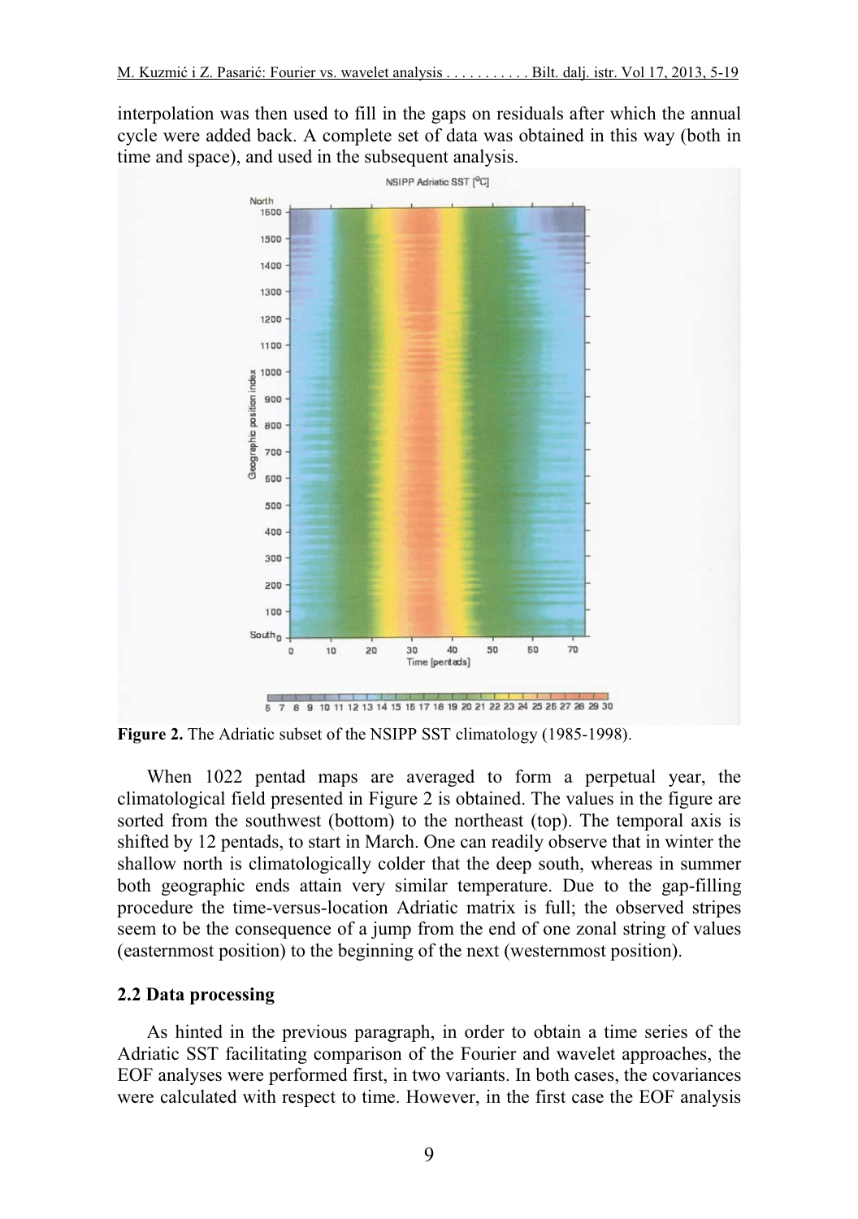interpolation was then used to fill in the gaps on residuals after which the annual cycle were added back. A complete set of data was obtained in this way (both in time and space), and used in the subsequent analysis.

**Figure 2.** The Adriatic subset of the NSIPP SST climatology (1985-1998).

When 1022 pentad maps are averaged to form a perpetual year, the climatological field presented in Figure 2 is obtained. The values in the figure are sorted from the southwest (bottom) to the northeast (top). The temporal axis is shifted by 12 pentads, to start in March. One can readily observe that in winter the shallow north is climatologically colder that the deep south, whereas in summer both geographic ends attain very similar temperature. Due to the gap-filling procedure the time-versus-location Adriatic matrix is full; the observed stripes seem to be the consequence of a jump from the end of one zonal string of values (easternmost position) to the beginning of the next (westernmost position).

## 2.2 Data processing

As hinted in the previous paragraph, in order to obtain a time series of the Adriatic SST facilitating comparison of the Fourier and wavelet approaches, the EOF analyses were performed first, in two variants. In both cases, the covariances were calculated with respect to time. However, in the first case the EOF analysis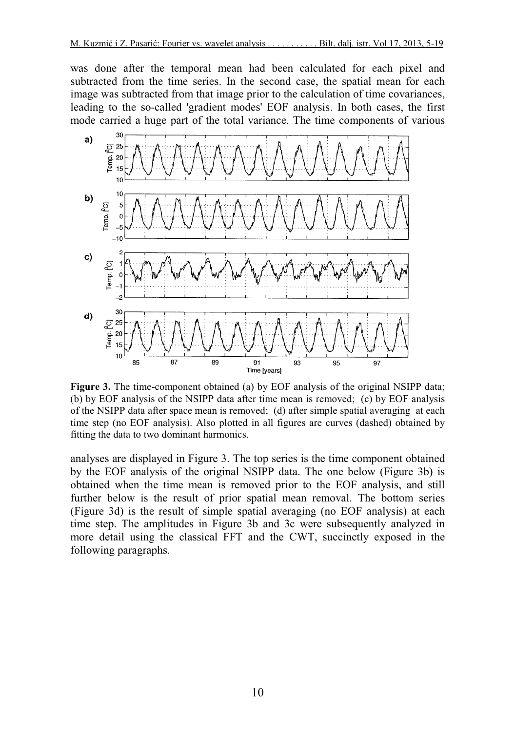was done after the temporal mean had been calculated for each pixel and subtracted from the time series. In the second case, the spatial mean for each image was subtracted from that image prior to the calculation of time covariances, leading to the so-called 'gradient modes' EOF analysis. In both cases, the first mode carried a huge part of the total variance. The time components of various

**Figure 3.** The time-component obtained (a) by EOF analysis of the original NSIPP data; (b) by EOF analysis of the NSIPP data after time mean is removed; (c) by EOF analysis of the NSIPP data after space mean is removed; (d) after simple spatial averaging at each time step (no EOF analysis). Also plotted in all figures are curves (dashed) obtained by fitting the data to two dominant harmonics.

analyses are displayed in Figure 3. The top series is the time component obtained by the EOF analysis of the original NSIPP data. The one below (Figure 3b) is obtained when the time mean is removed prior to the EOF analysis, and still further below is the result of prior spatial mean removal. The bottom series (Figure 3d) is the result of simple spatial averaging (no EOF analysis) at each time step. The amplitudes in Figure 3b and 3c were subsequently analyzed in more detail using the classical FFT and the CWT, succinctly exposed in the following paragraphs.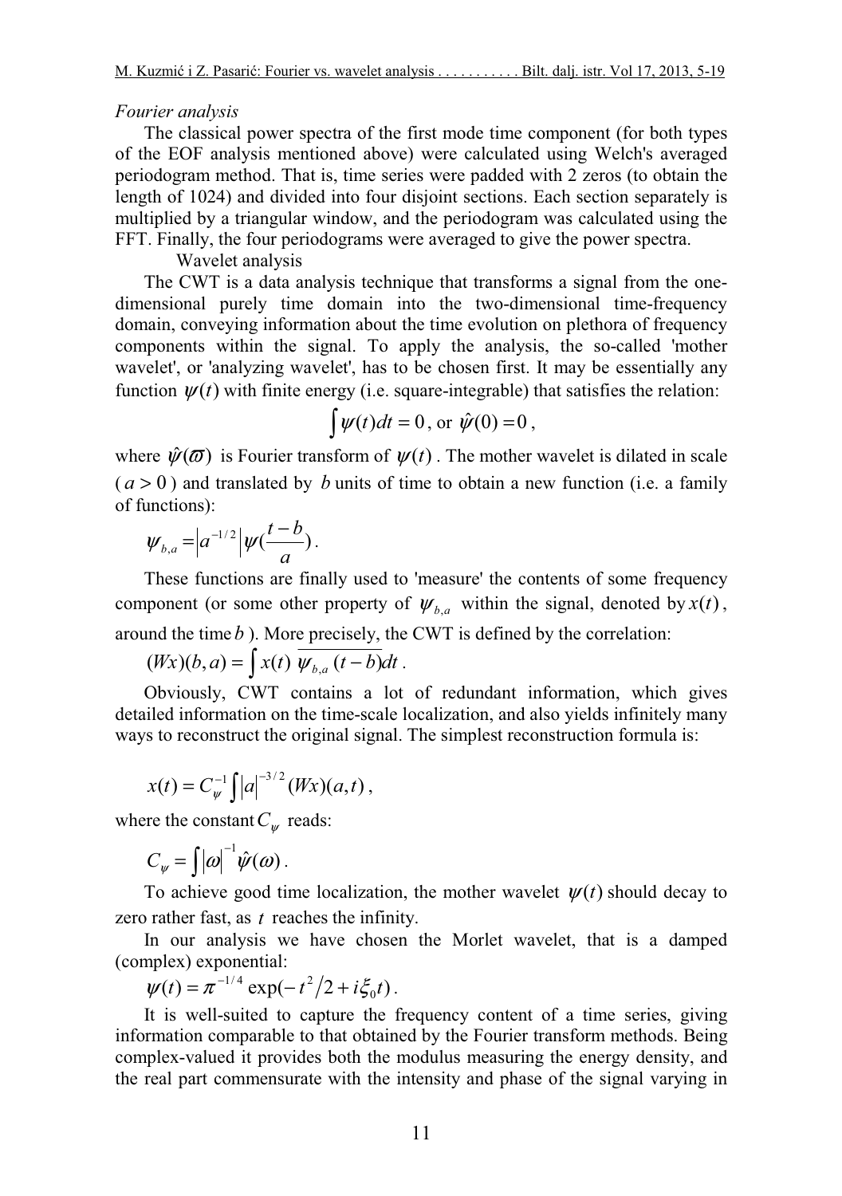*Fourier analysis*

The classical power spectra of the first mode time component (for both types of the EOF analysis mentioned above) were calculated using Welch's averaged periodogram method. That is, time series were padded with 2 zeros (to obtain the length of 1024) and divided into four disjoint sections. Each section separately is multiplied by a triangular window, and the periodogram was calculated using the FFT. Finally, the four periodograms were averaged to give the power spectra.

Wavelet analysis

The CWT is a data analysis technique that transforms a signal from the one-dimensional purely time domain into the two-dimensional time-frequency domain, conveying information about the time evolution on plethora of frequency components within the signal. To apply the analysis, the so-called 'mother wavelet', or 'analyzing wavelet', has to be chosen first. It may be essentially any function $\psi(t)$ with finite energy (i.e. square-integrable) that satisfies the relation:

$$\int \psi(t)dt = 0 \text{, or } \hat{\psi}(0) = 0 \text{,}$$

where $\hat{\psi}(\varpi)$ is Fourier transform of $\psi(t)$. The mother wavelet is dilated in scale ($a > 0$) and translated by $b$ units of time to obtain a new function (i.e. a family of functions):

$$\psi_{b,a} = \left|a^{-1/2}\right| \psi(\frac{t-b}{a}).$$

These functions are finally used to 'measure' the contents of some frequency component (or some other property of $\psi_{b,a}$ within the signal, denoted by $x(t)$, around the time $b$). More precisely, the CWT is defined by the correlation:

$$(Wx)(b,a) = \int x(t)\ \overline{\psi_{b,a}\,(t-b)}dt .$$

Obviously, CWT contains a lot of redundant information, which gives detailed information on the time-scale localization, and also yields infinitely many ways to reconstruct the original signal. The simplest reconstruction formula is:

$$x(t) = C_{\psi}^{-1} \int \left|a\right|^{-3/2} (Wx)(a,t)\,,$$

where the constant $C_{\psi}$ reads:

$$C_{\psi} = \int \left|\omega\right|^{-1} \hat{\psi}(\omega)\,.$$

To achieve good time localization, the mother wavelet $\psi(t)$ should decay to zero rather fast, as $t$ reaches the infinity.

In our analysis we have chosen the Morlet wavelet, that is a damped (complex) exponential:

$$\psi(t) = \pi^{-1/4} \exp(-t^2/2 + i\xi_0 t)\,.$$

It is well-suited to capture the frequency content of a time series, giving information comparable to that obtained by the Fourier transform methods. Being complex-valued it provides both the modulus measuring the energy density, and the real part commensurate with the intensity and phase of the signal varying in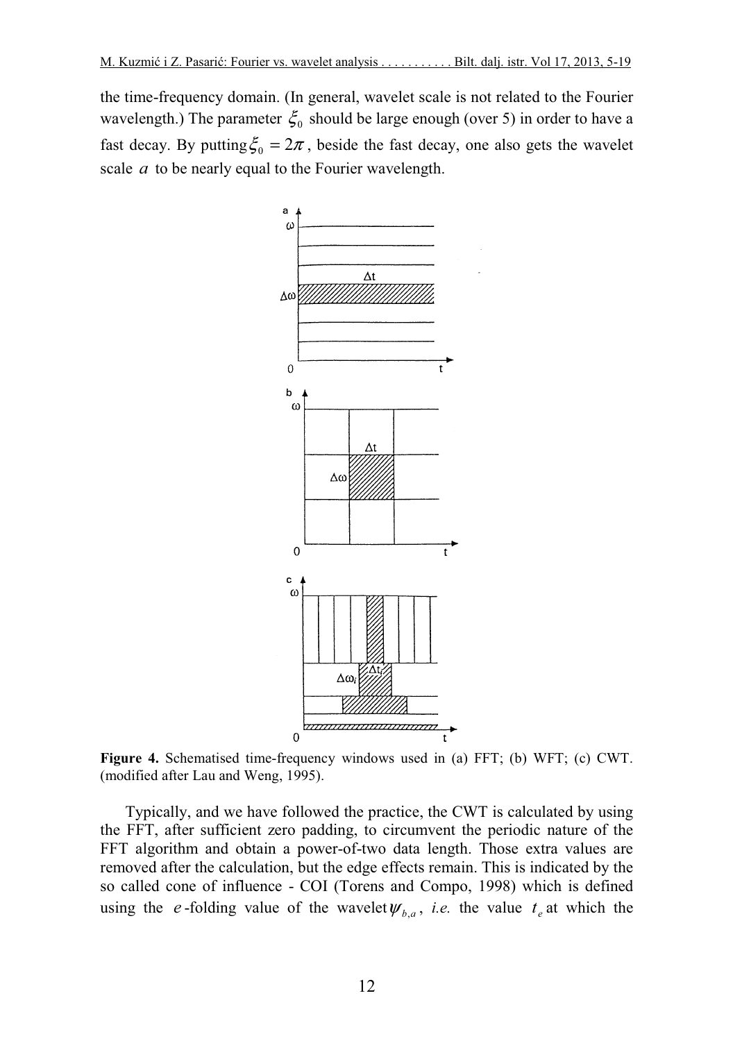the time-frequency domain. (In general, wavelet scale is not related to the Fourier wavelength.) The parameter $\xi_0$ should be large enough (over 5) in order to have a fast decay. By putting $\xi_0 = 2\pi$, beside the fast decay, one also gets the wavelet scale $a$ to be nearly equal to the Fourier wavelength.

**Figure 4.** Schematised time-frequency windows used in (a) FFT; (b) WFT; (c) CWT. (modified after Lau and Weng, 1995).

Typically, and we have followed the practice, the CWT is calculated by using the FFT, after sufficient zero padding, to circumvent the periodic nature of the FFT algorithm and obtain a power-of-two data length. Those extra values are removed after the calculation, but the edge effects remain. This is indicated by the so called cone of influence - COI (Torens and Compo, 1998) which is defined using the $e$-folding value of the wavelet $\psi_{b,a}$, *i.e.* the value $t_e$ at which the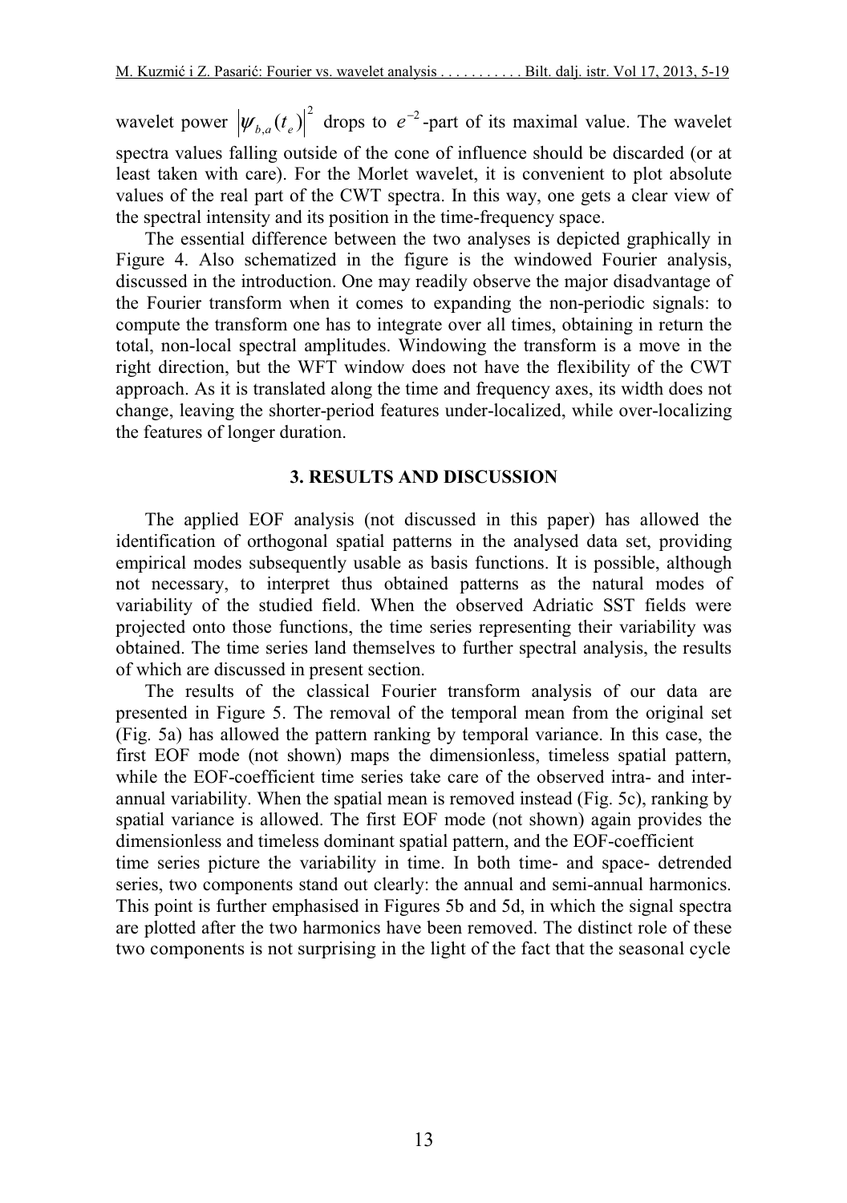wavelet power $\left|\psi_{b,a}(t_e)\right|^2$ drops to $e^{-2}$-part of its maximal value. The wavelet spectra values falling outside of the cone of influence should be discarded (or at least taken with care). For the Morlet wavelet, it is convenient to plot absolute values of the real part of the CWT spectra. In this way, one gets a clear view of the spectral intensity and its position in the time-frequency space.

The essential difference between the two analyses is depicted graphically in Figure 4. Also schematized in the figure is the windowed Fourier analysis, discussed in the introduction. One may readily observe the major disadvantage of the Fourier transform when it comes to expanding the non-periodic signals: to compute the transform one has to integrate over all times, obtaining in return the total, non-local spectral amplitudes. Windowing the transform is a move in the right direction, but the WFT window does not have the flexibility of the CWT approach. As it is translated along the time and frequency axes, its width does not change, leaving the shorter-period features under-localized, while over-localizing the features of longer duration.

## 3. RESULTS AND DISCUSSION

The applied EOF analysis (not discussed in this paper) has allowed the identification of orthogonal spatial patterns in the analysed data set, providing empirical modes subsequently usable as basis functions. It is possible, although not necessary, to interpret thus obtained patterns as the natural modes of variability of the studied field. When the observed Adriatic SST fields were projected onto those functions, the time series representing their variability was obtained. The time series land themselves to further spectral analysis, the results of which are discussed in present section.

The results of the classical Fourier transform analysis of our data are presented in Figure 5. The removal of the temporal mean from the original set (Fig. 5a) has allowed the pattern ranking by temporal variance. In this case, the first EOF mode (not shown) maps the dimensionless, timeless spatial pattern, while the EOF-coefficient time series take care of the observed intra- and inter-annual variability. When the spatial mean is removed instead (Fig. 5c), ranking by spatial variance is allowed. The first EOF mode (not shown) again provides the dimensionless and timeless dominant spatial pattern, and the EOF-coefficient time series picture the variability in time. In both time- and space- detrended series, two components stand out clearly: the annual and semi-annual harmonics. This point is further emphasised in Figures 5b and 5d, in which the signal spectra are plotted after the two harmonics have been removed. The distinct role of these two components is not surprising in the light of the fact that the seasonal cycle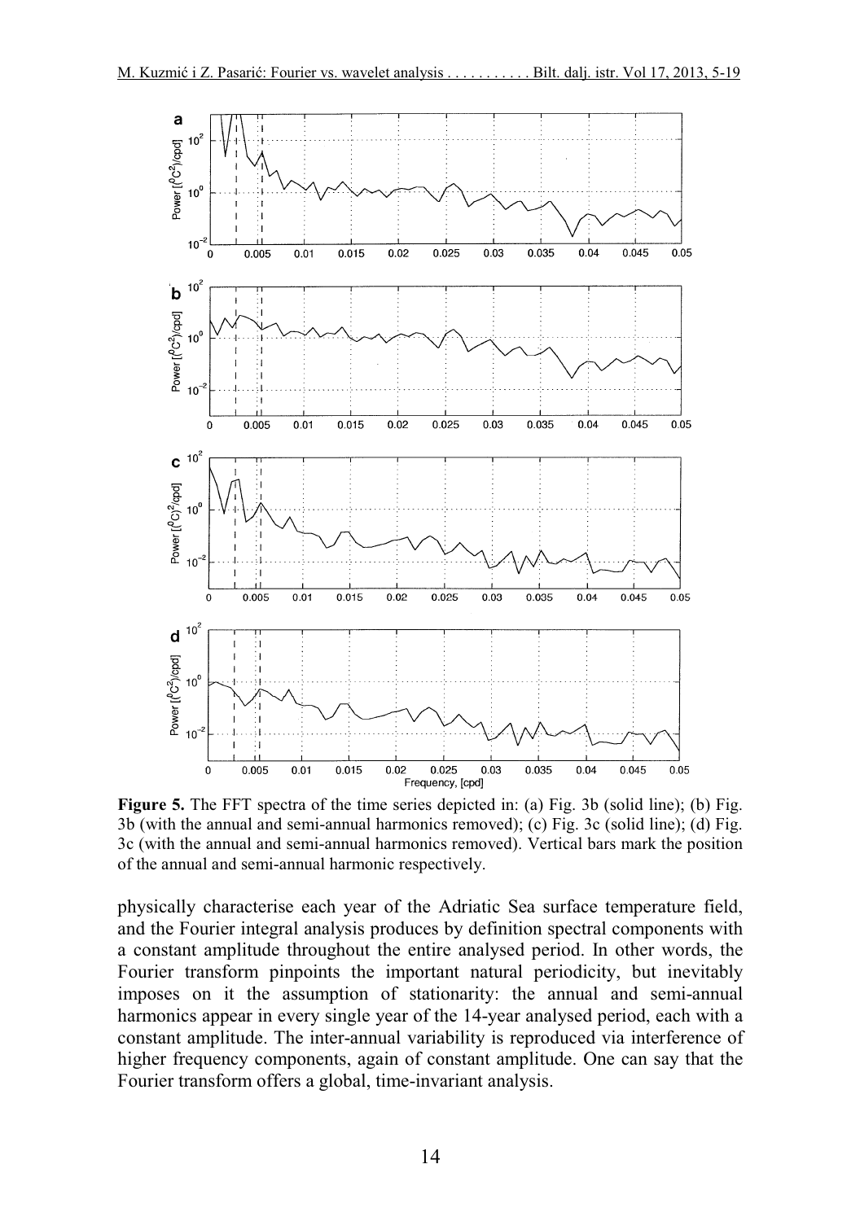**Figure 5.** The FFT spectra of the time series depicted in: (a) Fig. 3b (solid line); (b) Fig. 3b (with the annual and semi-annual harmonics removed); (c) Fig. 3c (solid line); (d) Fig. 3c (with the annual and semi-annual harmonics removed). Vertical bars mark the position of the annual and semi-annual harmonic respectively.

physically characterise each year of the Adriatic Sea surface temperature field, and the Fourier integral analysis produces by definition spectral components with a constant amplitude throughout the entire analysed period. In other words, the Fourier transform pinpoints the important natural periodicity, but inevitably imposes on it the assumption of stationarity: the annual and semi-annual harmonics appear in every single year of the 14-year analysed period, each with a constant amplitude. The inter-annual variability is reproduced via interference of higher frequency components, again of constant amplitude. One can say that the Fourier transform offers a global, time-invariant analysis.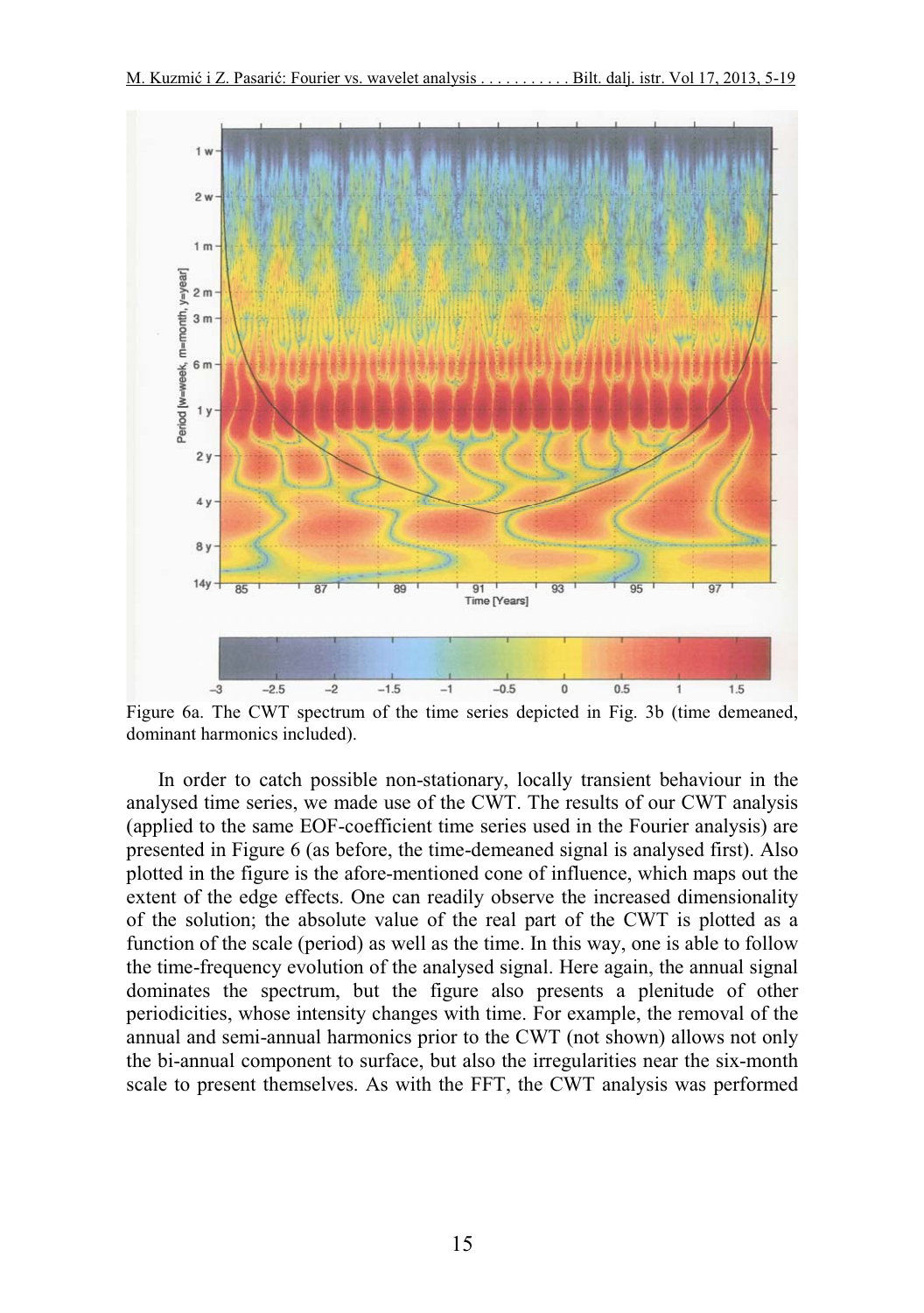Figure 6a. The CWT spectrum of the time series depicted in Fig. 3b (time demeaned, dominant harmonics included).

In order to catch possible non-stationary, locally transient behaviour in the analysed time series, we made use of the CWT. The results of our CWT analysis (applied to the same EOF-coefficient time series used in the Fourier analysis) are presented in Figure 6 (as before, the time-demeaned signal is analysed first). Also plotted in the figure is the afore-mentioned cone of influence, which maps out the extent of the edge effects. One can readily observe the increased dimensionality of the solution; the absolute value of the real part of the CWT is plotted as a function of the scale (period) as well as the time. In this way, one is able to follow the time-frequency evolution of the analysed signal. Here again, the annual signal dominates the spectrum, but the figure also presents a plenitude of other periodicities, whose intensity changes with time. For example, the removal of the annual and semi-annual harmonics prior to the CWT (not shown) allows not only the bi-annual component to surface, but also the irregularities near the six-month scale to present themselves. As with the FFT, the CWT analysis was performed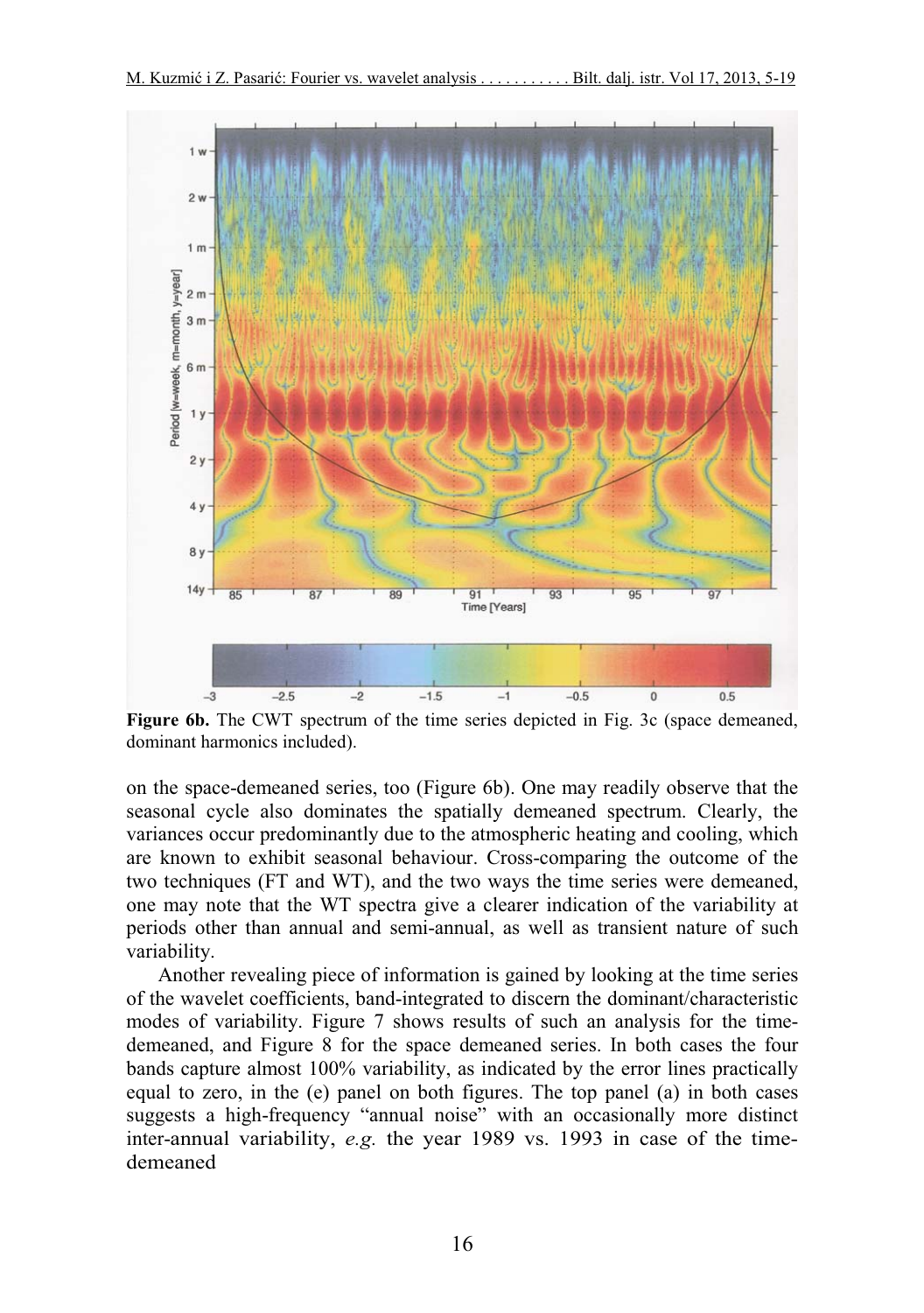**Figure 6b.** The CWT spectrum of the time series depicted in Fig. 3c (space demeaned, dominant harmonics included).

on the space-demeaned series, too (Figure 6b). One may readily observe that the seasonal cycle also dominates the spatially demeaned spectrum. Clearly, the variances occur predominantly due to the atmospheric heating and cooling, which are known to exhibit seasonal behaviour. Cross-comparing the outcome of the two techniques (FT and WT), and the two ways the time series were demeaned, one may note that the WT spectra give a clearer indication of the variability at periods other than annual and semi-annual, as well as transient nature of such variability.

Another revealing piece of information is gained by looking at the time series of the wavelet coefficients, band-integrated to discern the dominant/characteristic modes of variability. Figure 7 shows results of such an analysis for the time-demeaned, and Figure 8 for the space demeaned series. In both cases the four bands capture almost 100% variability, as indicated by the error lines practically equal to zero, in the (e) panel on both figures. The top panel (a) in both cases suggests a high-frequency "annual noise" with an occasionally more distinct inter-annual variability, *e.g.* the year 1989 vs. 1993 in case of the time-demeaned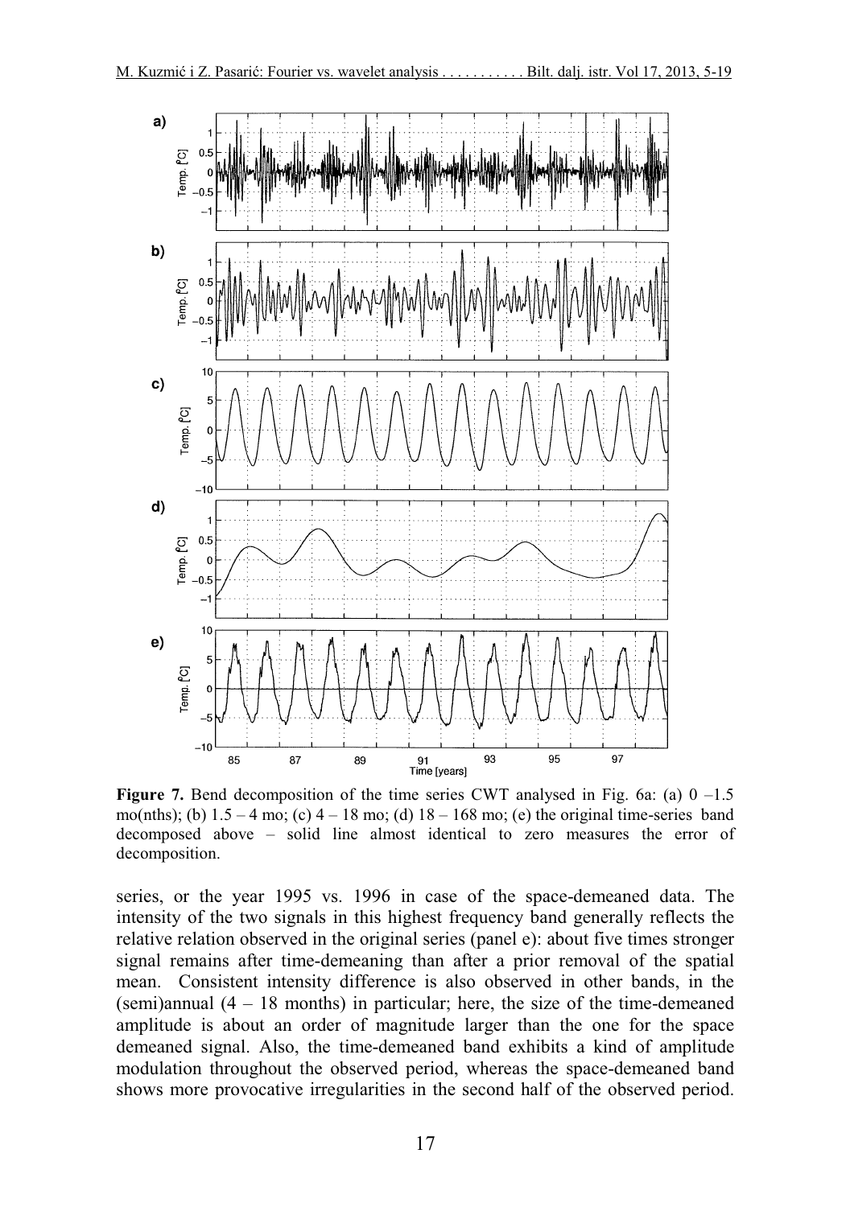**Figure 7.** Bend decomposition of the time series CWT analysed in Fig. 6a: (a) 0 –1.5 mo(nths); (b) 1.5 – 4 mo; (c) 4 – 18 mo; (d) 18 – 168 mo; (e) the original time-series band decomposed above – solid line almost identical to zero measures the error of decomposition.

series, or the year 1995 vs. 1996 in case of the space-demeaned data. The intensity of the two signals in this highest frequency band generally reflects the relative relation observed in the original series (panel e): about five times stronger signal remains after time-demeaning than after a prior removal of the spatial mean. Consistent intensity difference is also observed in other bands, in the (semi)annual (4 – 18 months) in particular; here, the size of the time-demeaned amplitude is about an order of magnitude larger than the one for the space demeaned signal. Also, the time-demeaned band exhibits a kind of amplitude modulation throughout the observed period, whereas the space-demeaned band shows more provocative irregularities in the second half of the observed period.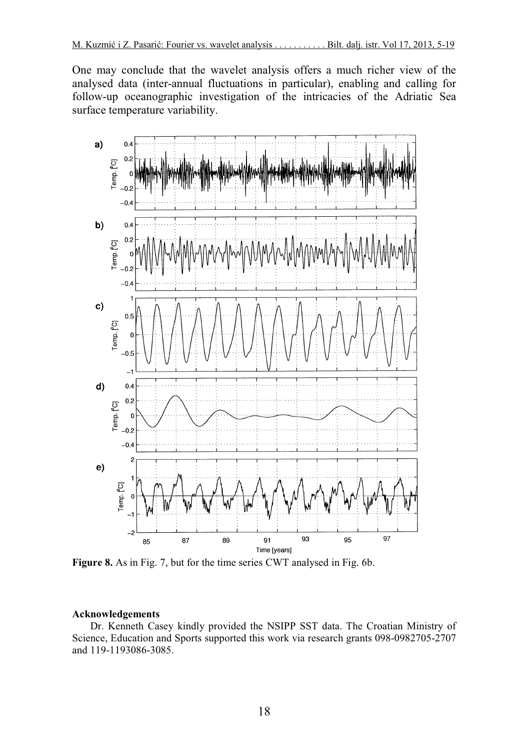One may conclude that the wavelet analysis offers a much richer view of the analysed data (inter-annual fluctuations in particular), enabling and calling for follow-up oceanographic investigation of the intricacies of the Adriatic Sea surface temperature variability.

**Figure 8.** As in Fig. 7, but for the time series CWT analysed in Fig. 6b.

**Acknowledgements**

Dr. Kenneth Casey kindly provided the NSIPP SST data. The Croatian Ministry of Science, Education and Sports supported this work via research grants 098-0982705-2707 and 119-1193086-3085.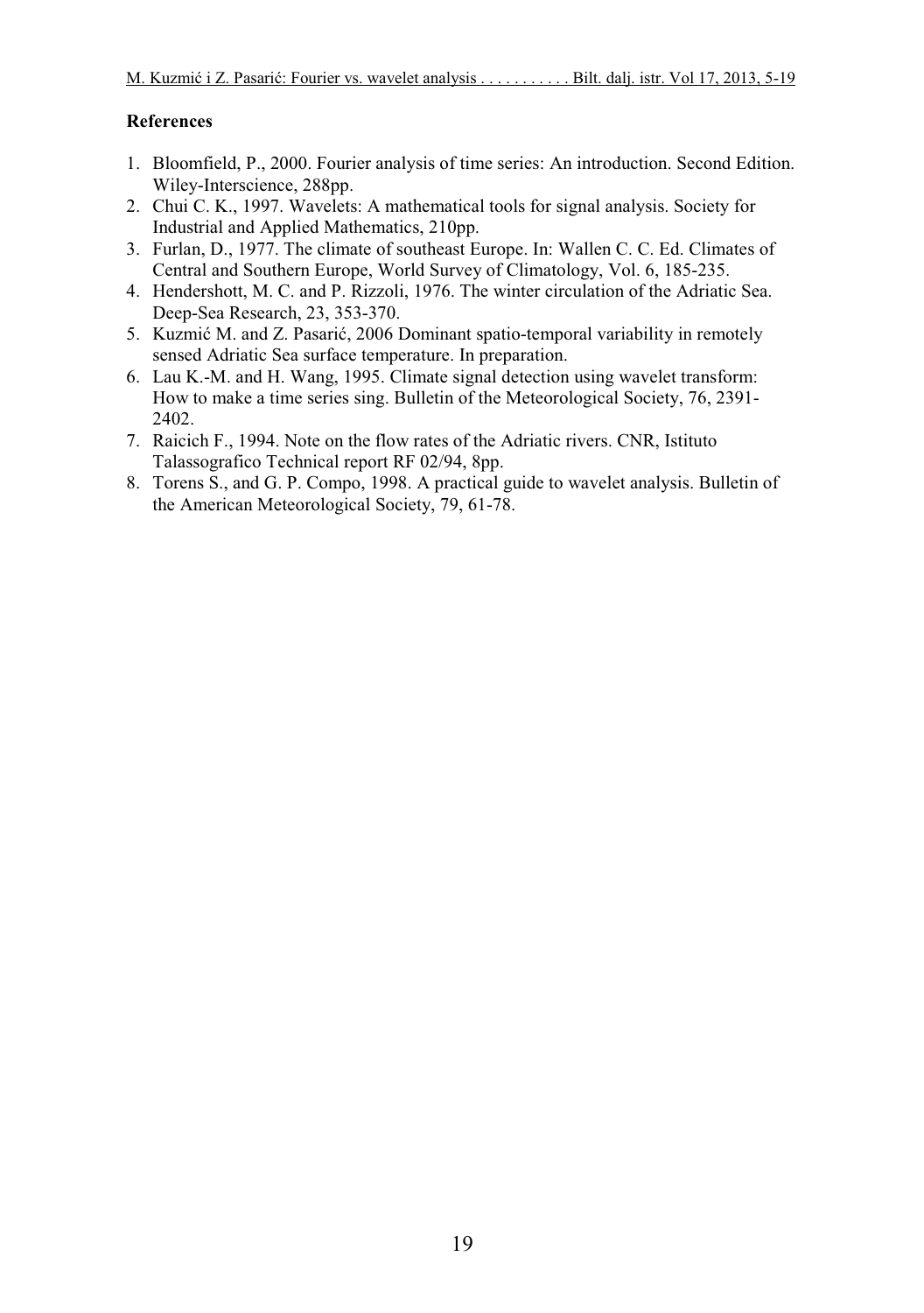**References**

1. Bloomfield, P., 2000. Fourier analysis of time series: An introduction. Second Edition. Wiley-Interscience, 288pp.
2. Chui C. K., 1997. Wavelets: A mathematical tools for signal analysis. Society for Industrial and Applied Mathematics, 210pp.
3. Furlan, D., 1977. The climate of southeast Europe. In: Wallen C. C. Ed. Climates of Central and Southern Europe, World Survey of Climatology, Vol. 6, 185-235.
4. Hendershott, M. C. and P. Rizzoli, 1976. The winter circulation of the Adriatic Sea. Deep-Sea Research, 23, 353-370.
5. Kuzmić M. and Z. Pasarić, 2006 Dominant spatio-temporal variability in remotely sensed Adriatic Sea surface temperature. In preparation.
6. Lau K.-M. and H. Wang, 1995. Climate signal detection using wavelet transform: How to make a time series sing. Bulletin of the Meteorological Society, 76, 2391-2402.
7. Raicich F., 1994. Note on the flow rates of the Adriatic rivers. CNR, Istituto Talassografico Technical report RF 02/94, 8pp.
8. Torens S., and G. P. Compo, 1998. A practical guide to wavelet analysis. Bulletin of the American Meteorological Society, 79, 61-78.